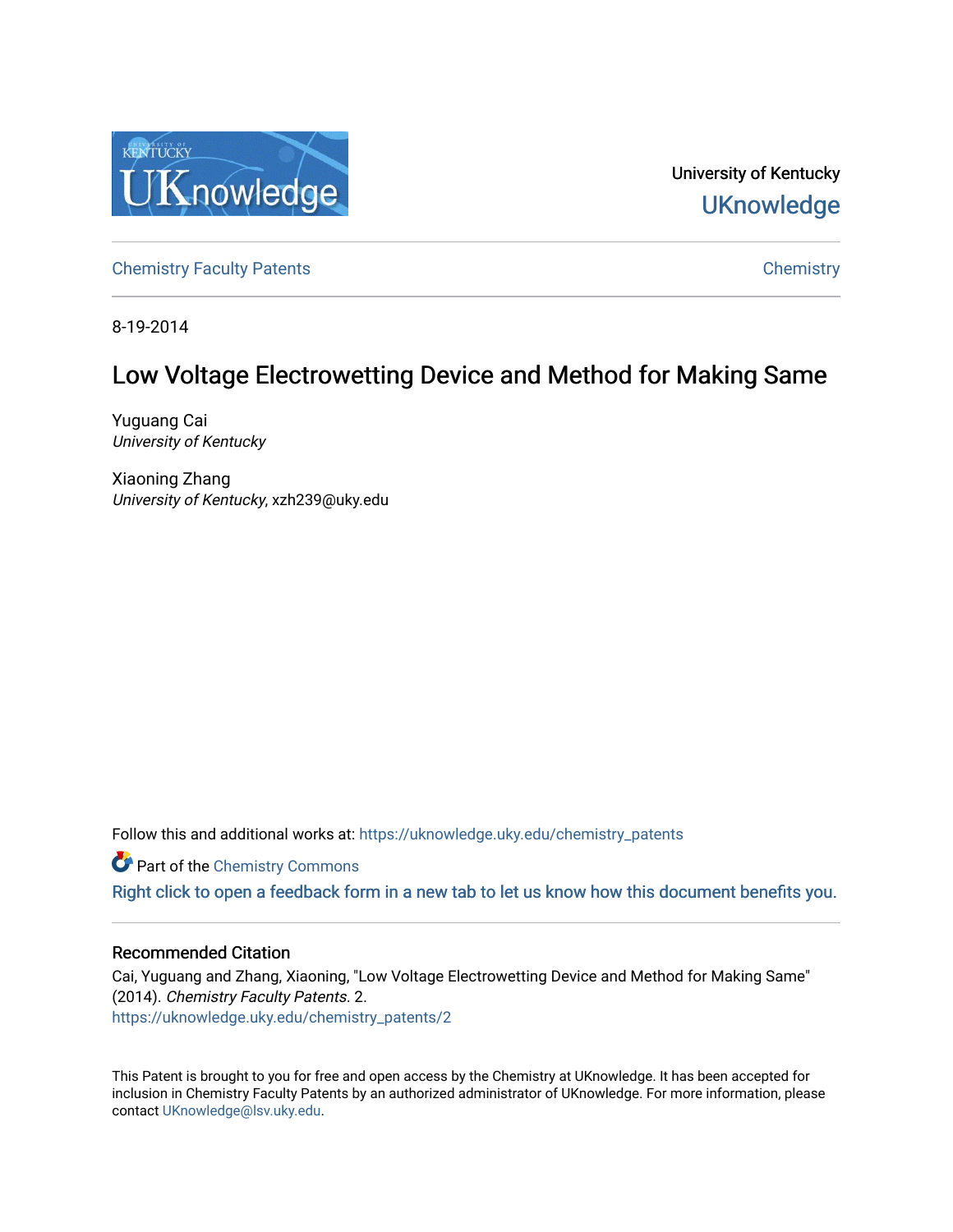University of Kentucky

UKnowledge

Chemistry Faculty Patents

Chemistry

8-19-2014

# Low Voltage Electrowetting Device and Method for Making Same

Yuguang Cai
*University of Kentucky*

Xiaoning Zhang
*University of Kentucky*, xzh239@uky.edu

Follow this and additional works at: https://uknowledge.uky.edu/chemistry_patents

Part of the Chemistry Commons

Right click to open a feedback form in a new tab to let us know how this document benefits you.

## Recommended Citation

Cai, Yuguang and Zhang, Xiaoning, "Low Voltage Electrowetting Device and Method for Making Same" (2014). *Chemistry Faculty Patents*. 2.
https://uknowledge.uky.edu/chemistry_patents/2

This Patent is brought to you for free and open access by the Chemistry at UKnowledge. It has been accepted for inclusion in Chemistry Faculty Patents by an authorized administrator of UKnowledge. For more information, please contact UKnowledge@lsv.uky.edu.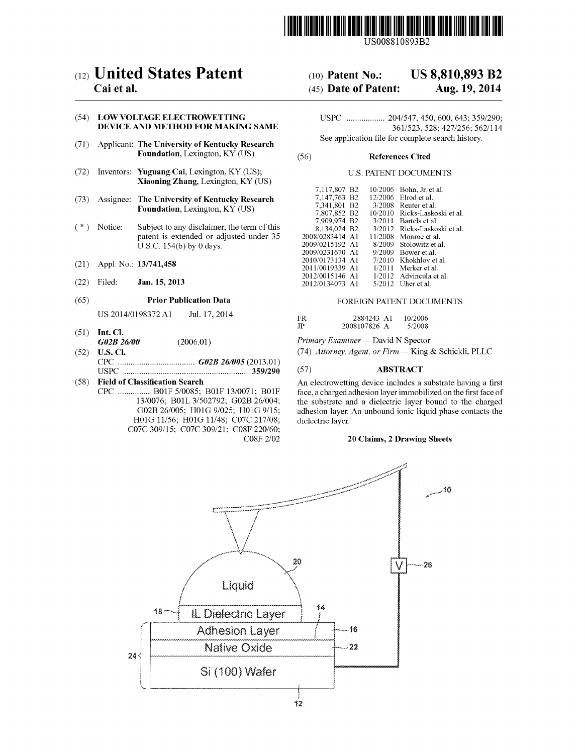# (12) United States Patent
**Cai et al.**

(10) **Patent No.: US 8,810,893 B2**

(45) **Date of Patent: Aug. 19, 2014**

US008810893B2

(54) **LOW VOLTAGE ELECTROWETTING DEVICE AND METHOD FOR MAKING SAME**

(71) Applicant: **The University of Kentucky Research Foundation**, Lexington, KY (US)

(72) Inventors: **Yuguang Cai**, Lexington, KY (US); **Xiaoning Zhang**, Lexington, KY (US)

(73) Assignee: **The University of Kentucky Research Foundation**, Lexington, KY (US)

( * ) Notice: Subject to any disclaimer, the term of this patent is extended or adjusted under 35 U.S.C. 154(b) by 0 days.

(21) Appl. No.: **13/741,458**

(22) Filed: **Jan. 15, 2013**

(65) **Prior Publication Data**

US 2014/0198372 A1 Jul. 17, 2014

(51) **Int. Cl.**
***G02B 26/00*** (2006.01)

(52) **U.S. Cl.**
CPC .................................... ***G02B 26/005*** (2013.01)
USPC .......................................................... **359/290**

(58) **Field of Classification Search**
CPC ............... B01F 5/0085; B01F 13/0071; B01F 13/0076; B01L 3/502792; G02B 26/004; G02B 26/005; H01G 9/025; H01G 9/15; H01G 11/56; H01G 11/48; C07C 217/08; C07C 309/15; C07C 309/21; C08F 220/60; C08F 2/02
USPC .................. 204/547, 450, 600, 643; 359/290; 361/523, 528; 427/256; 562/114
See application file for complete search history.

(56) **References Cited**

U.S. PATENT DOCUMENTS

| | | |
|---|---|---|
| 7,117,807 B2 | 10/2006 | Bohn, Jr. et al. |
| 7,147,763 B2 | 12/2006 | Elrod et al. |
| 7,341,801 B2 | 3/2008 | Reuter et al. |
| 7,807,852 B2 | 10/2010 | Ricks-Laskoski et al. |
| 7,909,974 B2 | 3/2011 | Bartels et al. |
| 8,134,024 B2 | 3/2012 | Ricks-Laskoski et al. |
| 2008/0283414 A1 | 11/2008 | Monroe et al. |
| 2009/0215192 A1 | 8/2009 | Stolowitz et al. |
| 2009/0231670 A1 | 9/2009 | Bower et al. |
| 2010/0173134 A1 | 7/2010 | Khokhlov et al. |
| 2011/0019339 A1 | 1/2011 | Merker et al. |
| 2012/0015146 A1 | 1/2012 | Advincula et al. |
| 2012/0134073 A1 | 5/2012 | Uher et al. |

FOREIGN PATENT DOCUMENTS

| | | |
|---|---|---|
| FR | 2884243 A1 | 10/2006 |
| JP | 2008107826 A | 5/2008 |

*Primary Examiner* — David N Spector

(74) *Attorney, Agent, or Firm* — King & Schickli, PLLC

(57) **ABSTRACT**

An electrowetting device includes a substrate having a first face, a charged adhesion layer immobilized on the first face of the substrate and a dielectric layer bound to the charged adhesion layer. An unbound ionic liquid phase contacts the dielectric layer.

**20 Claims, 2 Drawing Sheets**

10

Liquid

20

18 IL Dielectric Layer

14

Adhesion Layer 16

Native Oxide 22

24

Si (100) Wafer

12

V 26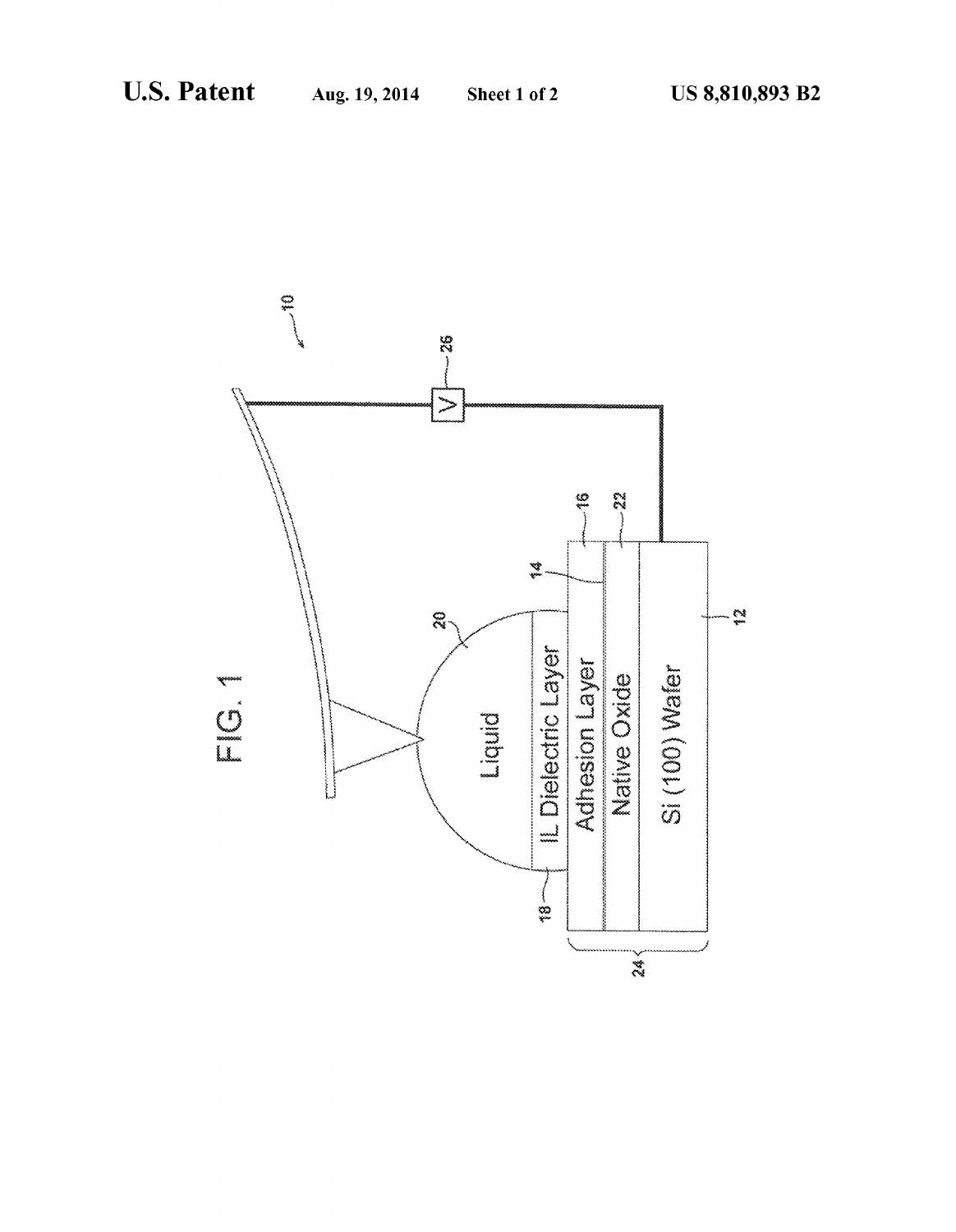FIG. 1

10

26

V

20

Liquid

IL Dielectric Layer

Adhesion Layer

Native Oxide

Si (100) Wafer

16

22

14

18

12

24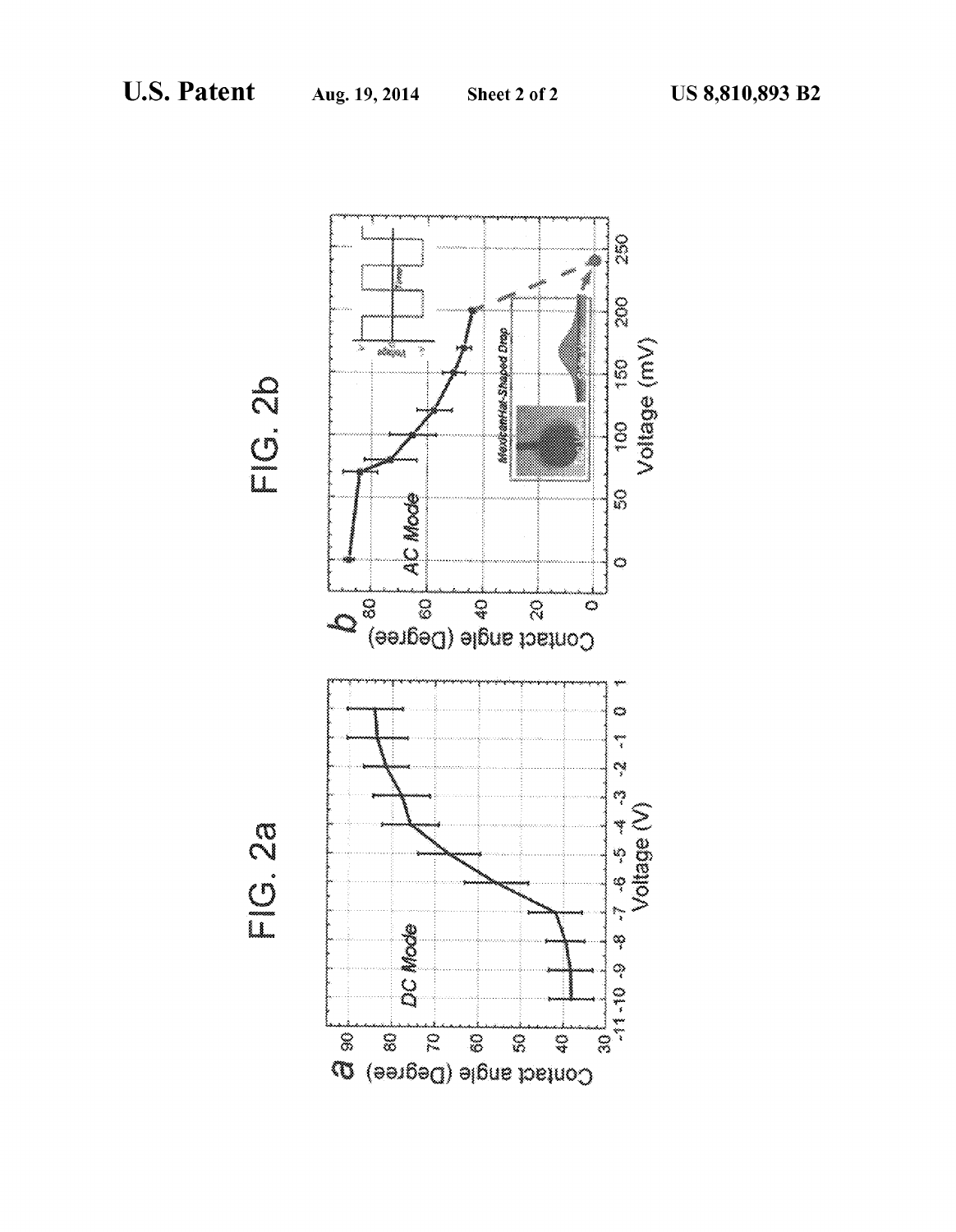FIG. 2a

a

DC Mode

Contact angle (Degree)

90
80
70
60
50
40
30

-11 -10 -9 -8 -7 -6 -5 -4 -3 -2 -1 0 1

Voltage (V)

FIG. 2b

b

AC Mode

Contact angle (Degree)

80
60
40
20
0

0 50 100 150 200 250

Voltage (mV)

Mexican-Hat-Shaped Drop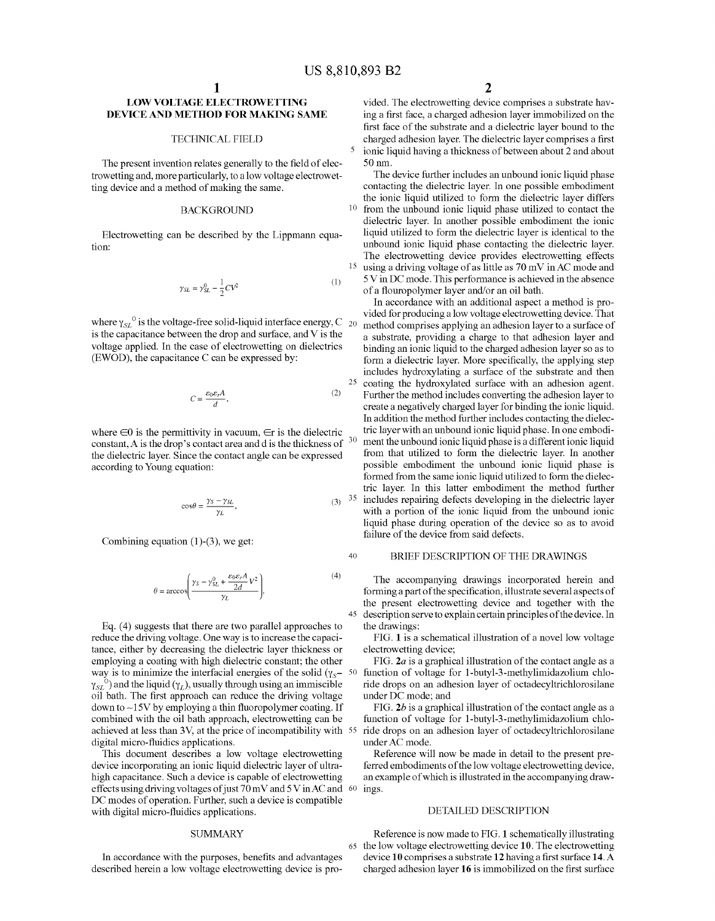# LOW VOLTAGE ELECTROWETTING DEVICE AND METHOD FOR MAKING SAME

## TECHNICAL FIELD

The present invention relates generally to the field of electrowetting and, more particularly, to a low voltage electrowetting device and a method of making the same.

## BACKGROUND

Electrowetting can be described by the Lippmann equation:

$$\gamma_{SL} = \gamma_{SL}^{0} - \frac{1}{2}CV^2 \tag{1}$$

where $\gamma_{SL}^{0}$ is the voltage-free solid-liquid interface energy, C is the capacitance between the drop and surface, and V is the voltage applied. In the case of electrowetting on dielectrics (EWOD), the capacitance C can be expressed by:

$$C = \frac{\varepsilon_0 \varepsilon_r A}{d}, \tag{2}$$

where $\epsilon_0$ is the permittivity in vacuum, $\epsilon_r$ is the dielectric constant, A is the drop's contact area and d is the thickness of the dielectric layer. Since the contact angle can be expressed according to Young equation:

$$\cos\theta = \frac{\gamma_S - \gamma_{SL}}{\gamma_L}, \tag{3}$$

Combining equation (1)-(3), we get:

$$\theta = \arccos\left(\frac{\gamma_S - \gamma_{SL}^{0} + \frac{\varepsilon_0 \varepsilon_r A}{2d} V^2}{\gamma_L}\right). \tag{4}$$

Eq. (4) suggests that there are two parallel approaches to reduce the driving voltage. One way is to increase the capacitance, either by decreasing the dielectric layer thickness or employing a coating with high dielectric constant; the other way is to minimize the interfacial energies of the solid ($\gamma_S - \gamma_{SL}^{0}$) and the liquid ($\gamma_L$), usually through using an immiscible oil bath. The first approach can reduce the driving voltage down to ~15V by employing a thin fluoropolymer coating. If combined with the oil bath approach, electrowetting can be achieved at less than 3V, at the price of incompatibility with digital micro-fluidics applications.

This document describes a low voltage electrowetting device incorporating an ionic liquid dielectric layer of ultra-high capacitance. Such a device is capable of electrowetting effects using driving voltages of just 70 mV and 5 V in AC and DC modes of operation. Further, such a device is compatible with digital micro-fluidics applications.

## SUMMARY

In accordance with the purposes, benefits and advantages described herein a low voltage electrowetting device is provided. The electrowetting device comprises a substrate having a first face, a charged adhesion layer immobilized on the first face of the substrate and a dielectric layer bound to the charged adhesion layer. The dielectric layer comprises a first ionic liquid having a thickness of between about 2 and about 50 nm.

The device further includes an unbound ionic liquid phase contacting the dielectric layer. In one possible embodiment the ionic liquid utilized to form the dielectric layer differs from the unbound ionic liquid phase utilized to contact the dielectric layer. In another possible embodiment the ionic liquid utilized to form the dielectric layer is identical to the unbound ionic liquid phase contacting the dielectric layer. The electrowetting device provides electrowetting effects using a driving voltage of as little as 70 mV in AC mode and 5 V in DC mode. This performance is achieved in the absence of a flouropolymer layer and/or an oil bath.

In accordance with an additional aspect a method is provided for producing a low voltage electrowetting device. That method comprises applying an adhesion layer to a surface of a substrate, providing a charge to that adhesion layer and binding an ionic liquid to the charged adhesion layer so as to form a dielectric layer. More specifically, the applying step includes hydroxylating a surface of the substrate and then coating the hydroxylated surface with an adhesion agent. Further the method includes converting the adhesion layer to create a negatively charged layer for binding the ionic liquid. In addition the method further includes contacting the dielectric layer with an unbound ionic liquid phase. In one embodiment the unbound ionic liquid phase is a different ionic liquid from that utilized to form the dielectric layer. In another possible embodiment the unbound ionic liquid phase is formed from the same ionic liquid utilized to form the dielectric layer. In this latter embodiment the method further includes repairing defects developing in the dielectric layer with a portion of the ionic liquid from the unbound ionic liquid phase during operation of the device so as to avoid failure of the device from said defects.

## BRIEF DESCRIPTION OF THE DRAWINGS

The accompanying drawings incorporated herein and forming a part of the specification, illustrate several aspects of the present electrowetting device and together with the description serve to explain certain principles of the device. In the drawings:

FIG. **1** is a schematical illustration of a novel low voltage electrowetting device;

FIG. **2a** is a graphical illustration of the contact angle as a function of voltage for 1-butyl-3-methylimidazolium chloride drops on an adhesion layer of octadecyltrichlorosilane under DC mode; and

FIG. **2b** is a graphical illustration of the contact angle as a function of voltage for 1-butyl-3-methylimidazolium chloride drops on an adhesion layer of octadecyltrichlorosilane under AC mode.

Reference will now be made in detail to the present preferred embodiments of the low voltage electrowetting device, an example of which is illustrated in the accompanying drawings.

## DETAILED DESCRIPTION

Reference is now made to FIG. **1** schematically illustrating the low voltage electrowetting device **10**. The electrowetting device **10** comprises a substrate **12** having a first surface **14**. A charged adhesion layer **16** is immobilized on the first surface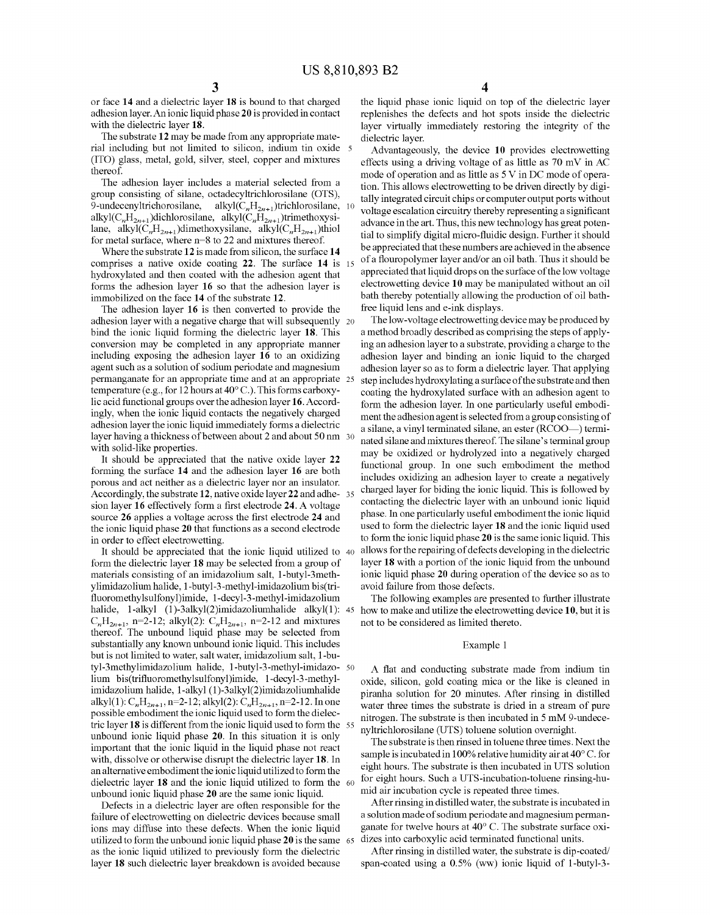or face 14 and a dielectric layer 18 is bound to that charged adhesion layer. An ionic liquid phase 20 is provided in contact with the dielectric layer 18.

The substrate 12 may be made from any appropriate material including but not limited to silicon, indium tin oxide (ITO) glass, metal, gold, silver, steel, copper and mixtures thereof.

The adhesion layer includes a material selected from a group consisting of silane, octadecyltrichlorosilane (OTS), 9-undecenyltrichorosilane, alkyl($C_nH_{2n+1}$)trichlorosilane, alkyl($C_nH_{2n+1}$)dichlorosilane, alkyl($C_nH_{2n+1}$)trimethoxysilane, alkyl($C_nH_{2n+1}$)dimethoxysilane, alkyl($C_nH_{2n+1}$)thiol for metal surface, where n=8 to 22 and mixtures thereof.

Where the substrate 12 is made from silicon, the surface 14 comprises a native oxide coating 22. The surface 14 is hydroxylated and then coated with the adhesion agent that forms the adhesion layer 16 so that the adhesion layer is immobilized on the face 14 of the substrate 12.

The adhesion layer 16 is then converted to provide the adhesion layer with a negative charge that will subsequently bind the ionic liquid forming the dielectric layer 18. This conversion may be completed in any appropriate manner including exposing the adhesion layer 16 to an oxidizing agent such as a solution of sodium periodate and magnesium permanganate for an appropriate time and at an appropriate temperature (e.g., for 12 hours at 40° C.). This forms carboxylic acid functional groups over the adhesion layer 16. Accordingly, when the ionic liquid contacts the negatively charged adhesion layer the ionic liquid immediately forms a dielectric layer having a thickness of between about 2 and about 50 nm with solid-like properties.

It should be appreciated that the native oxide layer 22 forming the surface 14 and the adhesion layer 16 are both porous and act neither as a dielectric layer nor an insulator. Accordingly, the substrate 12, native oxide layer 22 and adhesion layer 16 effectively form a first electrode 24. A voltage source 26 applies a voltage across the first electrode 24 and the ionic liquid phase 20 that functions as a second electrode in order to effect electrowetting.

It should be appreciated that the ionic liquid utilized to form the dielectric layer 18 may be selected from a group of materials consisting of an imidazolium salt, 1-butyl-3methylimidazolium halide, 1-butyl-3-methyl-imidazolium bis(trifluoromethylsulfonyl)imide, 1-decyl-3-methyl-imidazolium halide, 1-alkyl (1)-3alkyl(2)imidazoliumhalide alkyl(1): $C_nH_{2n+1}$, n=2-12; alkyl(2): $C_nH_{2n+1}$, n=2-12 and mixtures thereof. The unbound liquid phase may be selected from substantially any known unbound ionic liquid. This includes but is not limited to water, salt water, imidazolium salt, 1-butyl-3methylimidazolium halide, 1-butyl-3-methyl-imidazolium bis(trifluoromethylsulfonyl)imide, 1-decyl-3-methylimidazolium halide, 1-alkyl (1)-3alkyl(2)imidazoliumhalide alkyl(1): $C_nH_{2n+1}$, n=2-12; alkyl(2): $C_nH_{2n+1}$, n=2-12. In one possible embodiment the ionic liquid used to form the dielectric layer 18 is different from the ionic liquid used to form the unbound ionic liquid phase 20. In this situation it is only important that the ionic liquid in the liquid phase not react with, dissolve or otherwise disrupt the dielectric layer 18. In an alternative embodiment the ionic liquid utilized to form the dielectric layer 18 and the ionic liquid utilized to form the unbound ionic liquid phase 20 are the same ionic liquid.

Defects in a dielectric layer are often responsible for the failure of electrowetting on dielectric devices because small ions may diffuse into these defects. When the ionic liquid utilized to form the unbound ionic liquid phase 20 is the same as the ionic liquid utilized to previously form the dielectric layer 18 such dielectric layer breakdown is avoided because the liquid phase ionic liquid on top of the dielectric layer replenishes the defects and hot spots inside the dielectric layer virtually immediately restoring the integrity of the dielectric layer.

Advantageously, the device 10 provides electrowetting effects using a driving voltage of as little as 70 mV in AC mode of operation and as little as 5 V in DC mode of operation. This allows electrowetting to be driven directly by digitally integrated circuit chips or computer output ports without voltage escalation circuitry thereby representing a significant advance in the art. Thus, this new technology has great potential to simplify digital micro-fluidic design. Further it should be appreciated that these numbers are achieved in the absence of a flouropolymer layer and/or an oil bath. Thus it should be appreciated that liquid drops on the surface of the low voltage electrowetting device 10 may be manipulated without an oil bath thereby potentially allowing the production of oil bath-free liquid lens and e-ink displays.

The low-voltage electrowetting device may be produced by a method broadly described as comprising the steps of applying an adhesion layer to a substrate, providing a charge to the adhesion layer and binding an ionic liquid to the charged adhesion layer so as to form a dielectric layer. That applying step includes hydroxylating a surface of the substrate and then coating the hydroxylated surface with an adhesion agent to form the adhesion layer. In one particularly useful embodiment the adhesion agent is selected from a group consisting of a silane, a vinyl terminated silane, an ester (RCOO—) terminated silane and mixtures thereof. The silane's terminal group may be oxidized or hydrolyzed into a negatively charged functional group. In one such embodiment the method includes oxidizing an adhesion layer to create a negatively charged layer for biding the ionic liquid. This is followed by contacting the dielectric layer with an unbound ionic liquid phase. In one particularly useful embodiment the ionic liquid used to form the dielectric layer 18 and the ionic liquid used to form the ionic liquid phase 20 is the same ionic liquid. This allows for the repairing of defects developing in the dielectric layer 18 with a portion of the ionic liquid from the unbound ionic liquid phase 20 during operation of the device so as to avoid failure from those defects.

The following examples are presented to further illustrate how to make and utilize the electrowetting device 10, but it is not to be considered as limited thereto.

## Example 1

A flat and conducting substrate made from indium tin oxide, silicon, gold coating mica or the like is cleaned in piranha solution for 20 minutes. After rinsing in distilled water three times the substrate is dried in a stream of pure nitrogen. The substrate is then incubated in 5 mM 9-undecenyltrichlorosilane (UTS) toluene solution overnight.

The substrate is then rinsed in toluene three times. Next the sample is incubated in 100% relative humidity air at 40° C. for eight hours. The substrate is then incubated in UTS solution for eight hours. Such a UTS-incubation-toluene rinsing-humid air incubation cycle is repeated three times.

After rinsing in distilled water, the substrate is incubated in a solution made of sodium periodate and magnesium permanganate for twelve hours at 40° C. The substrate surface oxidizes into carboxylic acid terminated functional units.

After rinsing in distilled water, the substrate is dip-coated/span-coated using a 0.5% (ww) ionic liquid of 1-butyl-3-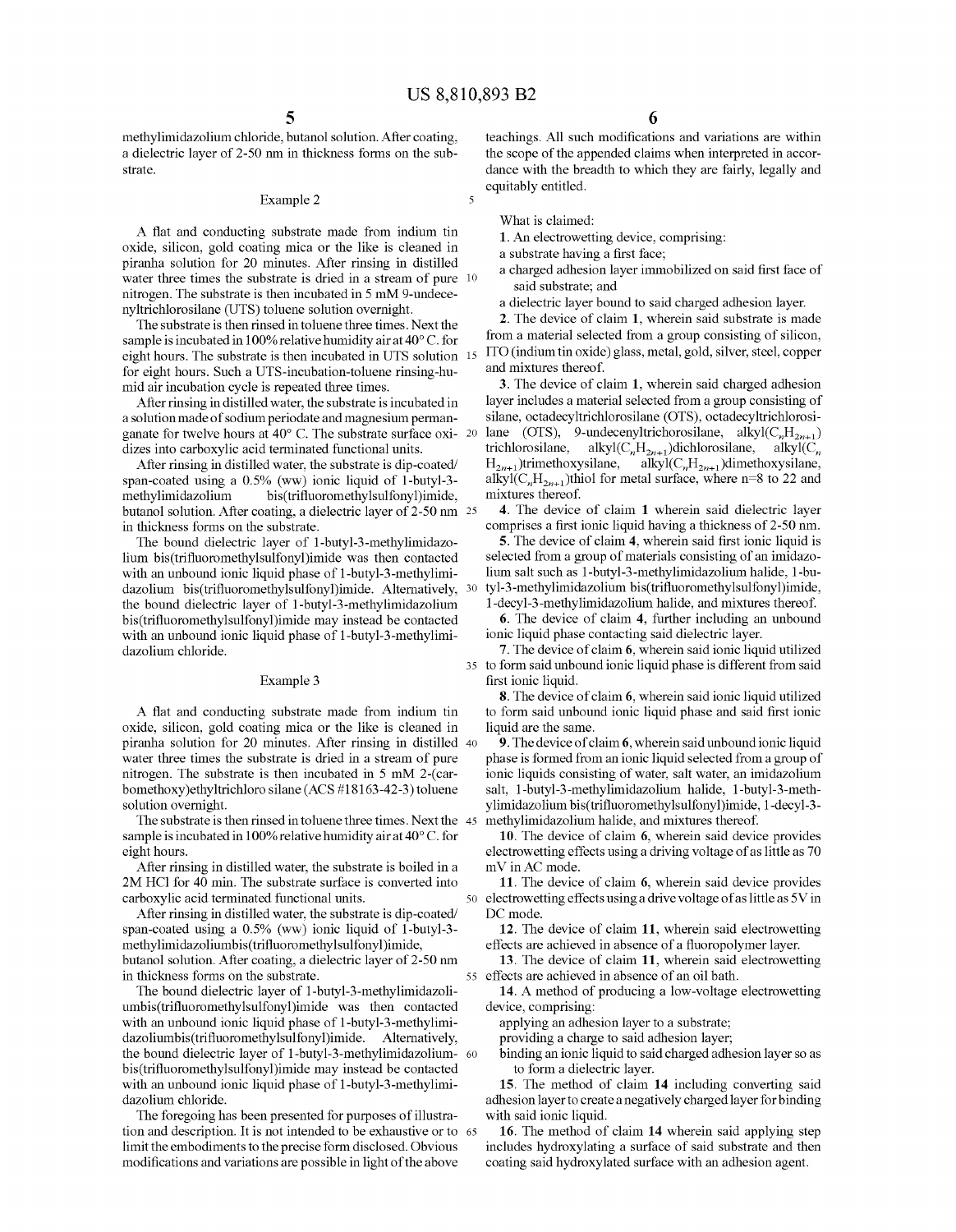methylimidazolium chloride, butanol solution. After coating, a dielectric layer of 2-50 nm in thickness forms on the substrate.

### Example 2

A flat and conducting substrate made from indium tin oxide, silicon, gold coating mica or the like is cleaned in piranha solution for 20 minutes. After rinsing in distilled water three times the substrate is dried in a stream of pure nitrogen. The substrate is then incubated in 5 mM 9-undecenyltrichlorosilane (UTS) toluene solution overnight.

The substrate is then rinsed in toluene three times. Next the sample is incubated in 100% relative humidity air at 40° C. for eight hours. The substrate is then incubated in UTS solution for eight hours. Such a UTS-incubation-toluene rinsing-humid air incubation cycle is repeated three times.

After rinsing in distilled water, the substrate is incubated in a solution made of sodium periodate and magnesium permanganate for twelve hours at 40° C. The substrate surface oxidizes into carboxylic acid terminated functional units.

After rinsing in distilled water, the substrate is dip-coated/span-coated using a 0.5% (ww) ionic liquid of 1-butyl-3-methylimidazolium bis(trifluoromethylsulfonyl)imide, butanol solution. After coating, a dielectric layer of 2-50 nm in thickness forms on the substrate.

The bound dielectric layer of 1-butyl-3-methylimidazolium bis(trifluoromethylsulfonyl)imide was then contacted with an unbound ionic liquid phase of 1-butyl-3-methylimidazolium bis(trifluoromethylsulfonyl)imide. Alternatively, the bound dielectric layer of 1-butyl-3-methylimidazolium bis(trifluoromethylsulfonyl)imide may instead be contacted with an unbound ionic liquid phase of 1-butyl-3-methylimidazolium chloride.

### Example 3

A flat and conducting substrate made from indium tin oxide, silicon, gold coating mica or the like is cleaned in piranha solution for 20 minutes. After rinsing in distilled water three times the substrate is dried in a stream of pure nitrogen. The substrate is then incubated in 5 mM 2-(carbomethoxy)ethyltrichloro silane (ACS #18163-42-3) toluene solution overnight.

The substrate is then rinsed in toluene three times. Next the sample is incubated in 100% relative humidity air at 40° C. for eight hours.

After rinsing in distilled water, the substrate is boiled in a 2M HCl for 40 min. The substrate surface is converted into carboxylic acid terminated functional units.

After rinsing in distilled water, the substrate is dip-coated/span-coated using a 0.5% (ww) ionic liquid of 1-butyl-3-methylimidazoliumbis(trifluoromethylsulfonyl)imide, butanol solution. After coating, a dielectric layer of 2-50 nm in thickness forms on the substrate.

The bound dielectric layer of 1-butyl-3-methylimidazoliumbis(trifluoromethylsulfonyl)imide was then contacted with an unbound ionic liquid phase of 1-butyl-3-methylimidazoliumbis(trifluoromethylsulfonyl)imide. Alternatively, the bound dielectric layer of 1-butyl-3-methylimidazolium-bis(trifluoromethylsulfonyl)imide may instead be contacted with an unbound ionic liquid phase of 1-butyl-3-methylimidazolium chloride.

The foregoing has been presented for purposes of illustration and description. It is not intended to be exhaustive or to limit the embodiments to the precise form disclosed. Obvious modifications and variations are possible in light of the above teachings. All such modifications and variations are within the scope of the appended claims when interpreted in accordance with the breadth to which they are fairly, legally and equitably entitled.

What is claimed:

1. An electrowetting device, comprising:
   - a substrate having a first face;
   - a charged adhesion layer immobilized on said first face of said substrate; and
   - a dielectric layer bound to said charged adhesion layer.

2. The device of claim 1, wherein said substrate is made from a material selected from a group consisting of silicon, ITO (indium tin oxide) glass, metal, gold, silver, steel, copper and mixtures thereof.

3. The device of claim 1, wherein said charged adhesion layer includes a material selected from a group consisting of silane, octadecyltrichlorosilane (OTS), octadecyltrichlorosilane (OTS), 9-undecenyltrichorosilane, alkyl($C_nH_{2n+1}$) trichlorosilane, alkyl($C_nH_{2n+1}$)dichlorosilane, alkyl($C_nH_{2n+1}$)trimethoxysilane, alkyl($C_nH_{2n+1}$)dimethoxysilane, alkyl($C_nH_{2n+1}$)thiol for metal surface, where n=8 to 22 and mixtures thereof.

4. The device of claim 1 wherein said dielectric layer comprises a first ionic liquid having a thickness of 2-50 nm.

5. The device of claim 4, wherein said first ionic liquid is selected from a group of materials consisting of an imidazolium salt such as 1-butyl-3-methylimidazolium halide, 1-butyl-3-methylimidazolium bis(trifluoromethylsulfonyl)imide, 1-decyl-3-methylimidazolium halide, and mixtures thereof.

6. The device of claim 4, further including an unbound ionic liquid phase contacting said dielectric layer.

7. The device of claim 6, wherein said ionic liquid utilized to form said unbound ionic liquid phase is different from said first ionic liquid.

8. The device of claim 6, wherein said ionic liquid utilized to form said unbound ionic liquid phase and said first ionic liquid are the same.

9. The device of claim 6, wherein said unbound ionic liquid phase is formed from an ionic liquid selected from a group of ionic liquids consisting of water, salt water, an imidazolium salt, 1-butyl-3-methylimidazolium halide, 1-butyl-3-methylimidazolium bis(trifluoromethylsulfonyl)imide, 1-decyl-3-methylimidazolium halide, and mixtures thereof.

10. The device of claim 6, wherein said device provides electrowetting effects using a driving voltage of as little as 70 mV in AC mode.

11. The device of claim 6, wherein said device provides electrowetting effects using a drive voltage of as little as 5V in DC mode.

12. The device of claim 11, wherein said electrowetting effects are achieved in absence of a fluoropolymer layer.

13. The device of claim 11, wherein said electrowetting effects are achieved in absence of an oil bath.

14. A method of producing a low-voltage electrowetting device, comprising:
   - applying an adhesion layer to a substrate;
   - providing a charge to said adhesion layer;
   - binding an ionic liquid to said charged adhesion layer so as to form a dielectric layer.

15. The method of claim 14 including converting said adhesion layer to create a negatively charged layer for binding with said ionic liquid.

16. The method of claim 14 wherein said applying step includes hydroxylating a surface of said substrate and then coating said hydroxylated surface with an adhesion agent.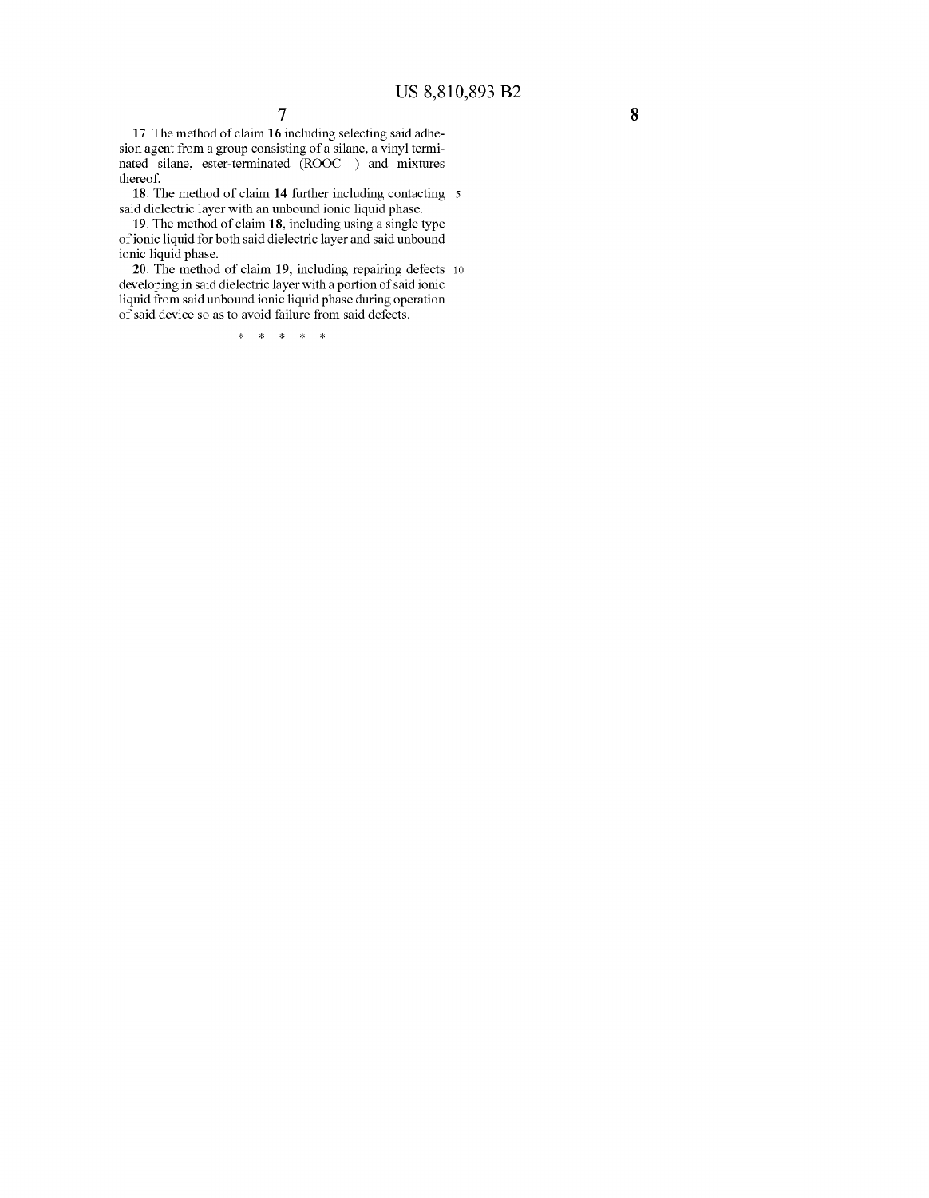**17**. The method of claim **16** including selecting said adhesion agent from a group consisting of a silane, a vinyl terminated silane, ester-terminated (ROOC—) and mixtures thereof.

**18**. The method of claim **14** further including contacting said dielectric layer with an unbound ionic liquid phase.

**19**. The method of claim **18**, including using a single type of ionic liquid for both said dielectric layer and said unbound ionic liquid phase.

**20**. The method of claim **19**, including repairing defects developing in said dielectric layer with a portion of said ionic liquid from said unbound ionic liquid phase during operation of said device so as to avoid failure from said defects.

* * * * *